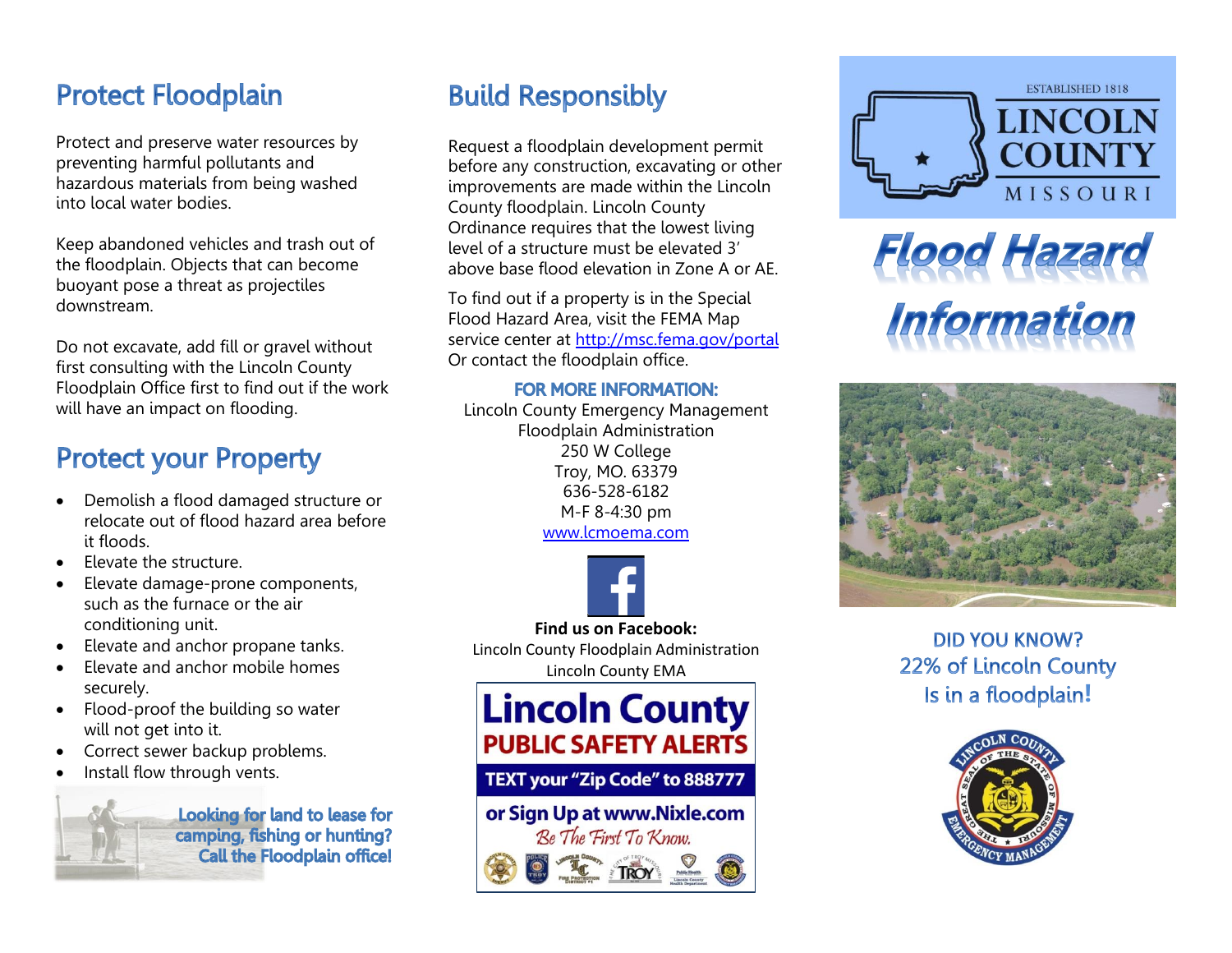## Protect Floodplain

Protect and preserve water resources by preventing harmful pollutants and hazardous materials from being washed into local water bodies.

Keep abandoned vehicles and trash out of the floodplain. Objects that can become buoyant pose a threat as projectiles downstream.

Do not excavate, add fill or gravel without first consulting with the Lincoln County Floodplain Office first to find out if the work will have an impact on flooding.

## Protect your Property

- Demolish a flood damaged structure or relocate out of flood hazard area before it floods.
- Elevate the structure.
- Elevate damage-prone components, such as the furnace or the air conditioning unit.
- Elevate and anchor propane tanks.
- Elevate and anchor mobile homes securely.
- Flood-proof the building so water will not get into it.
- Correct sewer backup problems.
- Install flow through vents.

**Looking for land to lease for camping, fishing or hunting? Call the Floodplain office!**

## Build Responsibly

Request a floodplain development permit before any construction, excavating or other improvements are made within the Lincoln County floodplain. Lincoln County Ordinance requires that the lowest living level of a structure must be elevated 3' above base flood elevation in Zone A or AE.

To find out if a property is in the Special Flood Hazard Area, visit the FEMA Map service center at http://msc.fema.gov/portal Or contact the floodplain office.

**FOR MORE INFORMATION:**

Lincoln County Emergency Management
Floodplain Administration
250 W College
Troy, MO. 63379
636-528-6182
M-F 8-4:30 pm
www.lcmoema.com

**Find us on Facebook:**
Lincoln County Floodplain Administration
Lincoln County EMA

**Lincoln County PUBLIC SAFETY ALERTS**
**TEXT your "Zip Code" to 888777**
**or Sign Up at www.Nixle.com**
*Be The First To Know.*

ESTABLISHED 1818
LINCOLN COUNTY
MISSOURI

# Flood Hazard Information

**DID YOU KNOW?**
**22% of Lincoln County Is in a floodplain!**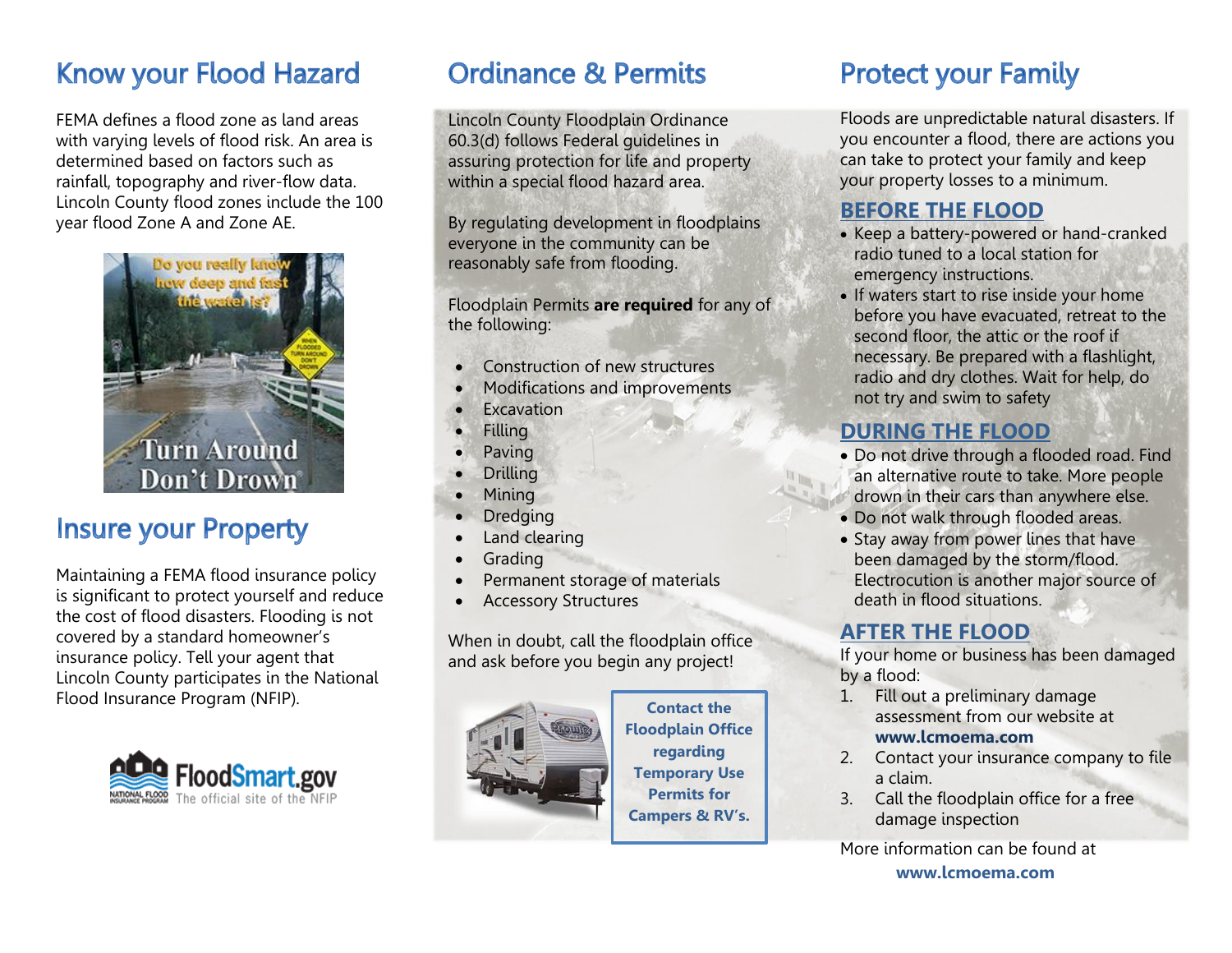## Know your Flood Hazard

FEMA defines a flood zone as land areas with varying levels of flood risk. An area is determined based on factors such as rainfall, topography and river-flow data. Lincoln County flood zones include the 100 year flood Zone A and Zone AE.

Do you really know how deep and fast the water is?

Turn Around Don't Drown

## Insure your Property

Maintaining a FEMA flood insurance policy is significant to protect yourself and reduce the cost of flood disasters. Flooding is not covered by a standard homeowner's insurance policy. Tell your agent that Lincoln County participates in the National Flood Insurance Program (NFIP).

FloodSmart.gov The official site of the NFIP

## Ordinance & Permits

Lincoln County Floodplain Ordinance 60.3(d) follows Federal guidelines in assuring protection for life and property within a special flood hazard area.

By regulating development in floodplains everyone in the community can be reasonably safe from flooding.

Floodplain Permits **are required** for any of the following:

- Construction of new structures
- Modifications and improvements
- Excavation
- Filling
- Paving
- Drilling
- Mining
- Dredging
- Land clearing
- Grading
- Permanent storage of materials
- Accessory Structures

When in doubt, call the floodplain office and ask before you begin any project!

**Contact the Floodplain Office regarding Temporary Use Permits for Campers & RV's.**

## Protect your Family

Floods are unpredictable natural disasters. If you encounter a flood, there are actions you can take to protect your family and keep your property losses to a minimum.

### BEFORE THE FLOOD

- Keep a battery-powered or hand-cranked radio tuned to a local station for emergency instructions.
- If waters start to rise inside your home before you have evacuated, retreat to the second floor, the attic or the roof if necessary. Be prepared with a flashlight, radio and dry clothes. Wait for help, do not try and swim to safety

### DURING THE FLOOD

- Do not drive through a flooded road. Find an alternative route to take. More people drown in their cars than anywhere else.
- Do not walk through flooded areas.
- Stay away from power lines that have been damaged by the storm/flood. Electrocution is another major source of death in flood situations.

### AFTER THE FLOOD

If your home or business has been damaged by a flood:

1. Fill out a preliminary damage assessment from our website at **www.lcmoema.com**
2. Contact your insurance company to file a claim.
3. Call the floodplain office for a free damage inspection

More information can be found at **www.lcmoema.com**